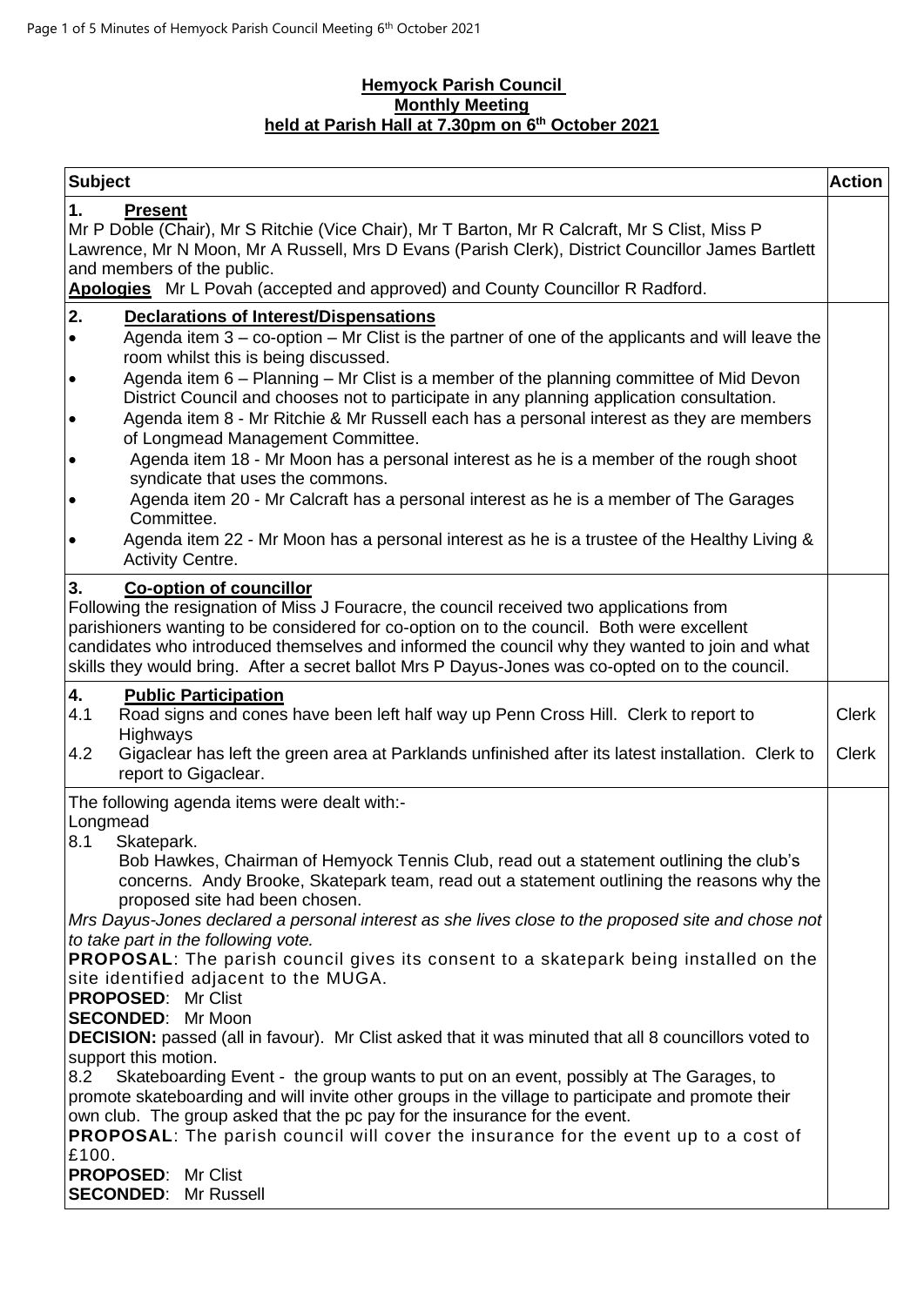**Hemyock Parish Council**
**Monthly Meeting**
**held at Parish Hall at 7.30pm on 6th October 2021**

| Subject | Action |
|---|---|
| **1. Present**<br>Mr P Doble (Chair), Mr S Ritchie (Vice Chair), Mr T Barton, Mr R Calcraft, Mr S Clist, Miss P Lawrence, Mr N Moon, Mr A Russell, Mrs D Evans (Parish Clerk), District Councillor James Bartlett and members of the public.<br>**Apologies** Mr L Povah (accepted and approved) and County Councillor R Radford. | |
| **2. Declarations of Interest/Dispensations**<br>• Agenda item 3 – co-option – Mr Clist is the partner of one of the applicants and will leave the room whilst this is being discussed.<br>• Agenda item 6 – Planning – Mr Clist is a member of the planning committee of Mid Devon District Council and chooses not to participate in any planning application consultation.<br>• Agenda item 8 - Mr Ritchie & Mr Russell each has a personal interest as they are members of Longmead Management Committee.<br>• Agenda item 18 - Mr Moon has a personal interest as he is a member of the rough shoot syndicate that uses the commons.<br>• Agenda item 20 - Mr Calcraft has a personal interest as he is a member of The Garages Committee.<br>• Agenda item 22 - Mr Moon has a personal interest as he is a trustee of the Healthy Living & Activity Centre. | |
| **3. Co-option of councillor**<br>Following the resignation of Miss J Fouracre, the council received two applications from parishioners wanting to be considered for co-option on to the council. Both were excellent candidates who introduced themselves and informed the council why they wanted to join and what skills they would bring. After a secret ballot Mrs P Dayus-Jones was co-opted on to the council. | |
| **4. Public Participation**<br>4.1 Road signs and cones have been left half way up Penn Cross Hill. Clerk to report to Highways<br>4.2 Gigaclear has left the green area at Parklands unfinished after its latest installation. Clerk to report to Gigaclear. | Clerk<br>Clerk |
| The following agenda items were dealt with:-<br>Longmead<br>8.1 Skatepark.<br>Bob Hawkes, Chairman of Hemyock Tennis Club, read out a statement outlining the club's concerns. Andy Brooke, Skatepark team, read out a statement outlining the reasons why the proposed site had been chosen.<br>*Mrs Dayus-Jones declared a personal interest as she lives close to the proposed site and chose not to take part in the following vote.*<br>**PROPOSAL**: The parish council gives its consent to a skatepark being installed on the site identified adjacent to the MUGA.<br>**PROPOSED**: Mr Clist<br>**SECONDED**: Mr Moon<br>**DECISION:** passed (all in favour). Mr Clist asked that it was minuted that all 8 councillors voted to support this motion.<br>8.2 Skateboarding Event - the group wants to put on an event, possibly at The Garages, to promote skateboarding and will invite other groups in the village to participate and promote their own club. The group asked that the pc pay for the insurance for the event.<br>**PROPOSAL**: The parish council will cover the insurance for the event up to a cost of £100.<br>**PROPOSED**: Mr Clist<br>**SECONDED**: Mr Russell | |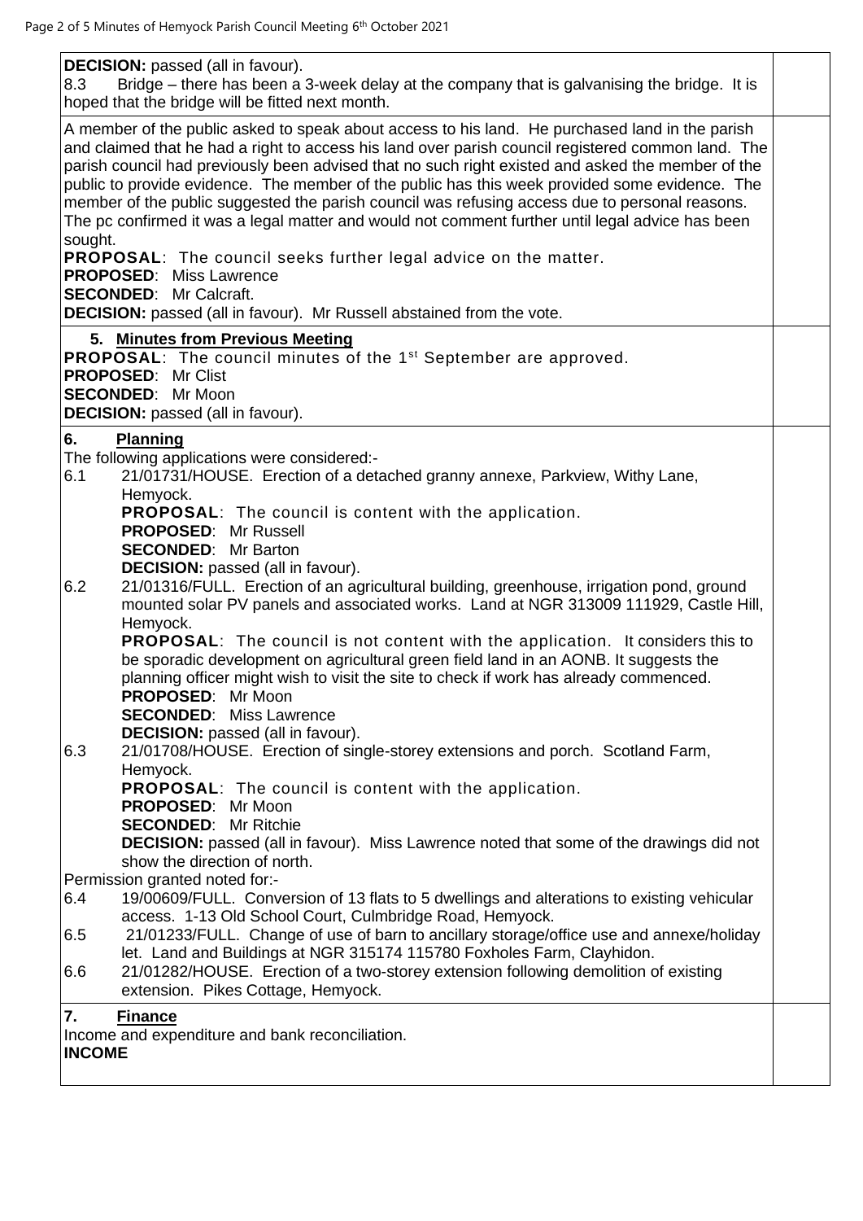**DECISION:** passed (all in favour).

8.3 Bridge – there has been a 3-week delay at the company that is galvanising the bridge. It is hoped that the bridge will be fitted next month.

A member of the public asked to speak about access to his land. He purchased land in the parish and claimed that he had a right to access his land over parish council registered common land. The parish council had previously been advised that no such right existed and asked the member of the public to provide evidence. The member of the public has this week provided some evidence. The member of the public suggested the parish council was refusing access due to personal reasons. The pc confirmed it was a legal matter and would not comment further until legal advice has been sought.

**PROPOSAL**: The council seeks further legal advice on the matter.
**PROPOSED**: Miss Lawrence
**SECONDED**: Mr Calcraft.
**DECISION:** passed (all in favour). Mr Russell abstained from the vote.

## 5. Minutes from Previous Meeting

**PROPOSAL**: The council minutes of the 1st September are approved.
**PROPOSED**: Mr Clist
**SECONDED**: Mr Moon
**DECISION:** passed (all in favour).

## 6. Planning

The following applications were considered:-

6.1 21/01731/HOUSE. Erection of a detached granny annexe, Parkview, Withy Lane, Hemyock.
**PROPOSAL**: The council is content with the application.
**PROPOSED**: Mr Russell
**SECONDED**: Mr Barton
**DECISION:** passed (all in favour).

6.2 21/01316/FULL. Erection of an agricultural building, greenhouse, irrigation pond, ground mounted solar PV panels and associated works. Land at NGR 313009 111929, Castle Hill, Hemyock.
**PROPOSAL**: The council is not content with the application. It considers this to be sporadic development on agricultural green field land in an AONB. It suggests the planning officer might wish to visit the site to check if work has already commenced.
**PROPOSED**: Mr Moon
**SECONDED**: Miss Lawrence
**DECISION:** passed (all in favour).

6.3 21/01708/HOUSE. Erection of single-storey extensions and porch. Scotland Farm, Hemyock.
**PROPOSAL**: The council is content with the application.
**PROPOSED**: Mr Moon
**SECONDED**: Mr Ritchie
**DECISION:** passed (all in favour). Miss Lawrence noted that some of the drawings did not show the direction of north.

Permission granted noted for:-

6.4 19/00609/FULL. Conversion of 13 flats to 5 dwellings and alterations to existing vehicular access. 1-13 Old School Court, Culmbridge Road, Hemyock.

6.5 21/01233/FULL. Change of use of barn to ancillary storage/office use and annexe/holiday let. Land and Buildings at NGR 315174 115780 Foxholes Farm, Clayhidon.

6.6 21/01282/HOUSE. Erection of a two-storey extension following demolition of existing extension. Pikes Cottage, Hemyock.

## 7. Finance

Income and expenditure and bank reconciliation.

**INCOME**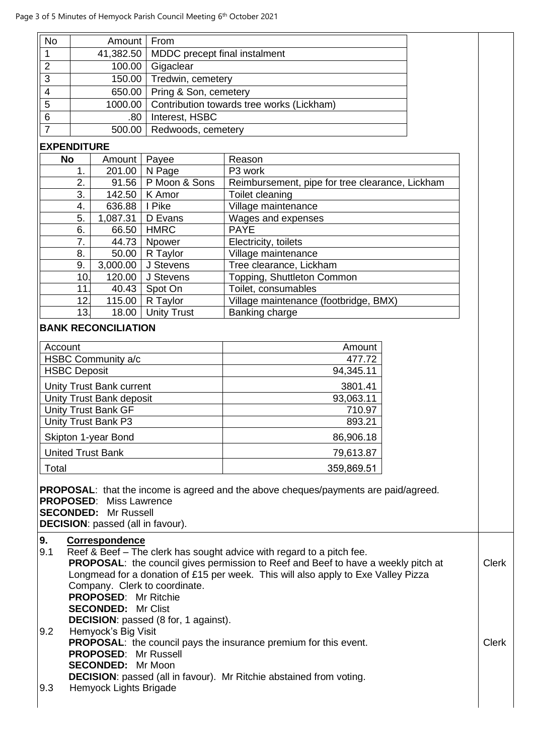| No | Amount | From |
|---|---|---|
| 1 | 41,382.50 | MDDC precept final instalment |
| 2 | 100.00 | Gigaclear |
| 3 | 150.00 | Tredwin, cemetery |
| 4 | 650.00 | Pring & Son, cemetery |
| 5 | 1000.00 | Contribution towards tree works (Lickham) |
| 6 | .80 | Interest, HSBC |
| 7 | 500.00 | Redwoods, cemetery |

**EXPENDITURE**

| No | Amount | Payee | Reason |
|---|---|---|---|
| 1. | 201.00 | N Page | P3 work |
| 2. | 91.56 | P Moon & Sons | Reimbursement, pipe for tree clearance, Lickham |
| 3. | 142.50 | K Amor | Toilet cleaning |
| 4. | 636.88 | I Pike | Village maintenance |
| 5. | 1,087.31 | D Evans | Wages and expenses |
| 6. | 66.50 | HMRC | PAYE |
| 7. | 44.73 | Npower | Electricity, toilets |
| 8. | 50.00 | R Taylor | Village maintenance |
| 9. | 3,000.00 | J Stevens | Tree clearance, Lickham |
| 10. | 120.00 | J Stevens | Topping, Shuttleton Common |
| 11. | 40.43 | Spot On | Toilet, consumables |
| 12. | 115.00 | R Taylor | Village maintenance (footbridge, BMX) |
| 13. | 18.00 | Unity Trust | Banking charge |

**BANK RECONCILIATION**

| Account | Amount |
|---|---|
| HSBC Community a/c | 477.72 |
| HSBC Deposit | 94,345.11 |
| Unity Trust Bank current | 3801.41 |
| Unity Trust Bank deposit | 93,063.11 |
| Unity Trust Bank GF | 710.97 |
| Unity Trust Bank P3 | 893.21 |
| Skipton 1-year Bond | 86,906.18 |
| United Trust Bank | 79,613.87 |
| Total | 359,869.51 |

**PROPOSAL**: that the income is agreed and the above cheques/payments are paid/agreed.
**PROPOSED**: Miss Lawrence
**SECONDED:** Mr Russell
**DECISION**: passed (all in favour).

**9. Correspondence**

9.1 Reef & Beef – The clerk has sought advice with regard to a pitch fee.
**PROPOSAL**: the council gives permission to Reef and Beef to have a weekly pitch at Longmead for a donation of £15 per week. This will also apply to Exe Valley Pizza Company. Clerk to coordinate. — **Clerk**
**PROPOSED**: Mr Ritchie
**SECONDED:** Mr Clist
**DECISION**: passed (8 for, 1 against).

9.2 Hemyock's Big Visit
**PROPOSAL**: the council pays the insurance premium for this event. — **Clerk**
**PROPOSED**: Mr Russell
**SECONDED:** Mr Moon
**DECISION**: passed (all in favour). Mr Ritchie abstained from voting.

9.3 Hemyock Lights Brigade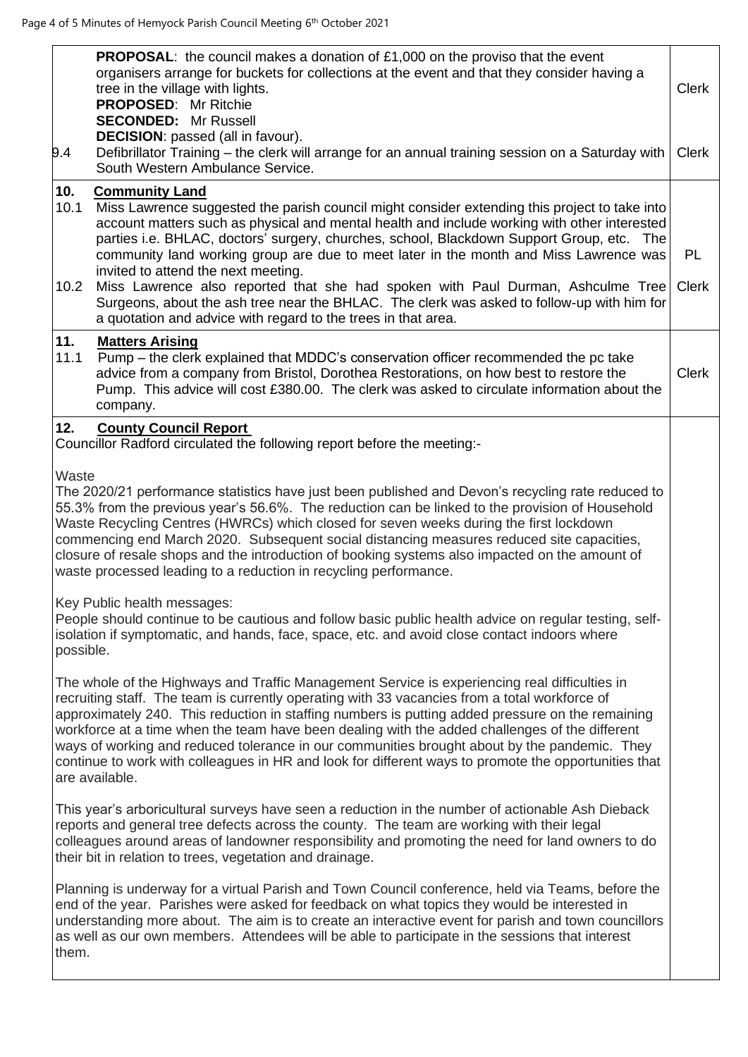| | |
|---|---|
| **PROPOSAL**: the council makes a donation of £1,000 on the proviso that the event organisers arrange for buckets for collections at the event and that they consider having a tree in the village with lights.<br>**PROPOSED**: Mr Ritchie<br>**SECONDED:** Mr Russell<br>**DECISION**: passed (all in favour). | Clerk |
| 9.4 Defibrillator Training – the clerk will arrange for an annual training session on a Saturday with South Western Ambulance Service. | Clerk |
| **10. Community Land**<br>10.1 Miss Lawrence suggested the parish council might consider extending this project to take into account matters such as physical and mental health and include working with other interested parties i.e. BHLAC, doctors' surgery, churches, school, Blackdown Support Group, etc. The community land working group are due to meet later in the month and Miss Lawrence was invited to attend the next meeting. | PL |
| 10.2 Miss Lawrence also reported that she had spoken with Paul Durman, Ashculme Tree Surgeons, about the ash tree near the BHLAC. The clerk was asked to follow-up with him for a quotation and advice with regard to the trees in that area. | Clerk |
| **11. Matters Arising**<br>11.1 Pump – the clerk explained that MDDC's conservation officer recommended the pc take advice from a company from Bristol, Dorothea Restorations, on how best to restore the Pump. This advice will cost £380.00. The clerk was asked to circulate information about the company. | Clerk |
| **12. County Council Report**<br>Councillor Radford circulated the following report before the meeting:-<br><br>Waste<br>The 2020/21 performance statistics have just been published and Devon's recycling rate reduced to 55.3% from the previous year's 56.6%. The reduction can be linked to the provision of Household Waste Recycling Centres (HWRCs) which closed for seven weeks during the first lockdown commencing end March 2020. Subsequent social distancing measures reduced site capacities, closure of resale shops and the introduction of booking systems also impacted on the amount of waste processed leading to a reduction in recycling performance.<br><br>Key Public health messages:<br>People should continue to be cautious and follow basic public health advice on regular testing, self-isolation if symptomatic, and hands, face, space, etc. and avoid close contact indoors where possible.<br><br>The whole of the Highways and Traffic Management Service is experiencing real difficulties in recruiting staff. The team is currently operating with 33 vacancies from a total workforce of approximately 240. This reduction in staffing numbers is putting added pressure on the remaining workforce at a time when the team have been dealing with the added challenges of the different ways of working and reduced tolerance in our communities brought about by the pandemic. They continue to work with colleagues in HR and look for different ways to promote the opportunities that are available.<br><br>This year's arboricultural surveys have seen a reduction in the number of actionable Ash Dieback reports and general tree defects across the county. The team are working with their legal colleagues around areas of landowner responsibility and promoting the need for land owners to do their bit in relation to trees, vegetation and drainage.<br><br>Planning is underway for a virtual Parish and Town Council conference, held via Teams, before the end of the year. Parishes were asked for feedback on what topics they would be interested in understanding more about. The aim is to create an interactive event for parish and town councillors as well as our own members. Attendees will be able to participate in the sessions that interest them. | |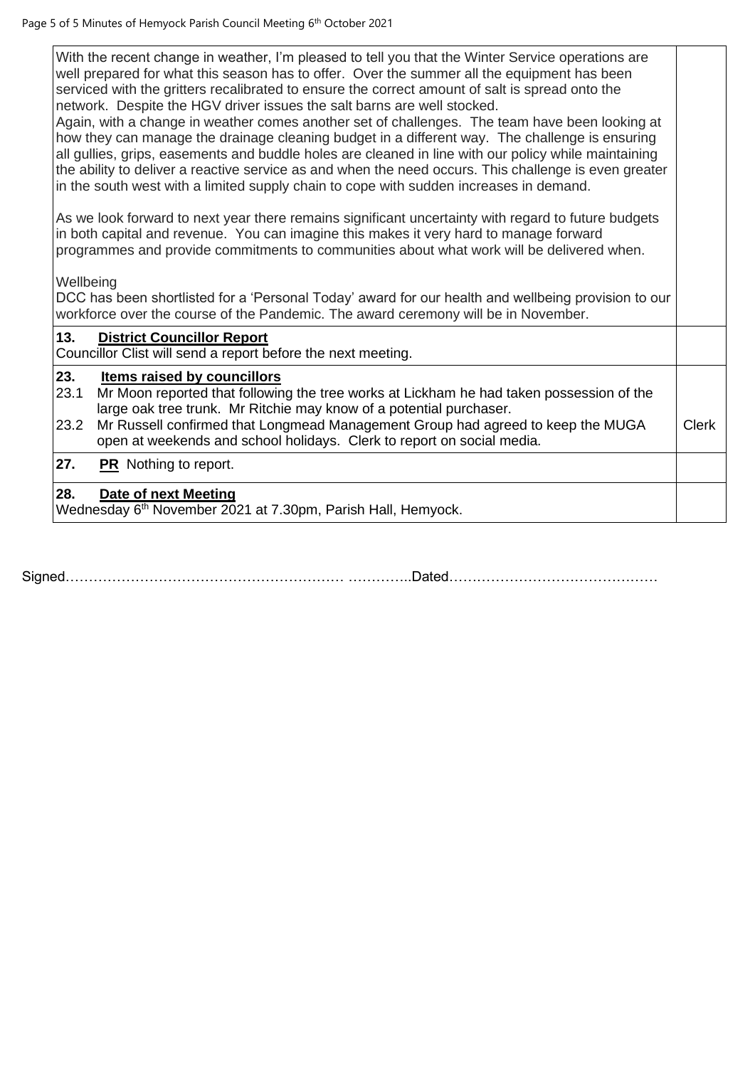| | |
|---|---|
| With the recent change in weather, I'm pleased to tell you that the Winter Service operations are well prepared for what this season has to offer. Over the summer all the equipment has been serviced with the gritters recalibrated to ensure the correct amount of salt is spread onto the network. Despite the HGV driver issues the salt barns are well stocked.<br>Again, with a change in weather comes another set of challenges. The team have been looking at how they can manage the drainage cleaning budget in a different way. The challenge is ensuring all gullies, grips, easements and buddle holes are cleaned in line with our policy while maintaining the ability to deliver a reactive service as and when the need occurs. This challenge is even greater in the south west with a limited supply chain to cope with sudden increases in demand.<br><br>As we look forward to next year there remains significant uncertainty with regard to future budgets in both capital and revenue. You can imagine this makes it very hard to manage forward programmes and provide commitments to communities about what work will be delivered when.<br><br>Wellbeing<br>DCC has been shortlisted for a 'Personal Today' award for our health and wellbeing provision to our workforce over the course of the Pandemic. The award ceremony will be in November. | |
| **13. <u>District Councillor Report</u>**<br>Councillor Clist will send a report before the next meeting. | |
| **23. <u>Items raised by councillors</u>**<br>23.1 Mr Moon reported that following the tree works at Lickham he had taken possession of the large oak tree trunk. Mr Ritchie may know of a potential purchaser.<br>23.2 Mr Russell confirmed that Longmead Management Group had agreed to keep the MUGA open at weekends and school holidays. Clerk to report on social media. | Clerk |
| **27. <u>PR</u>** Nothing to report. | |
| **28. <u>Date of next Meeting</u>**<br>Wednesday 6th November 2021 at 7.30pm, Parish Hall, Hemyock. | |

Signed……………………………………………………… …………..Dated……………………………………